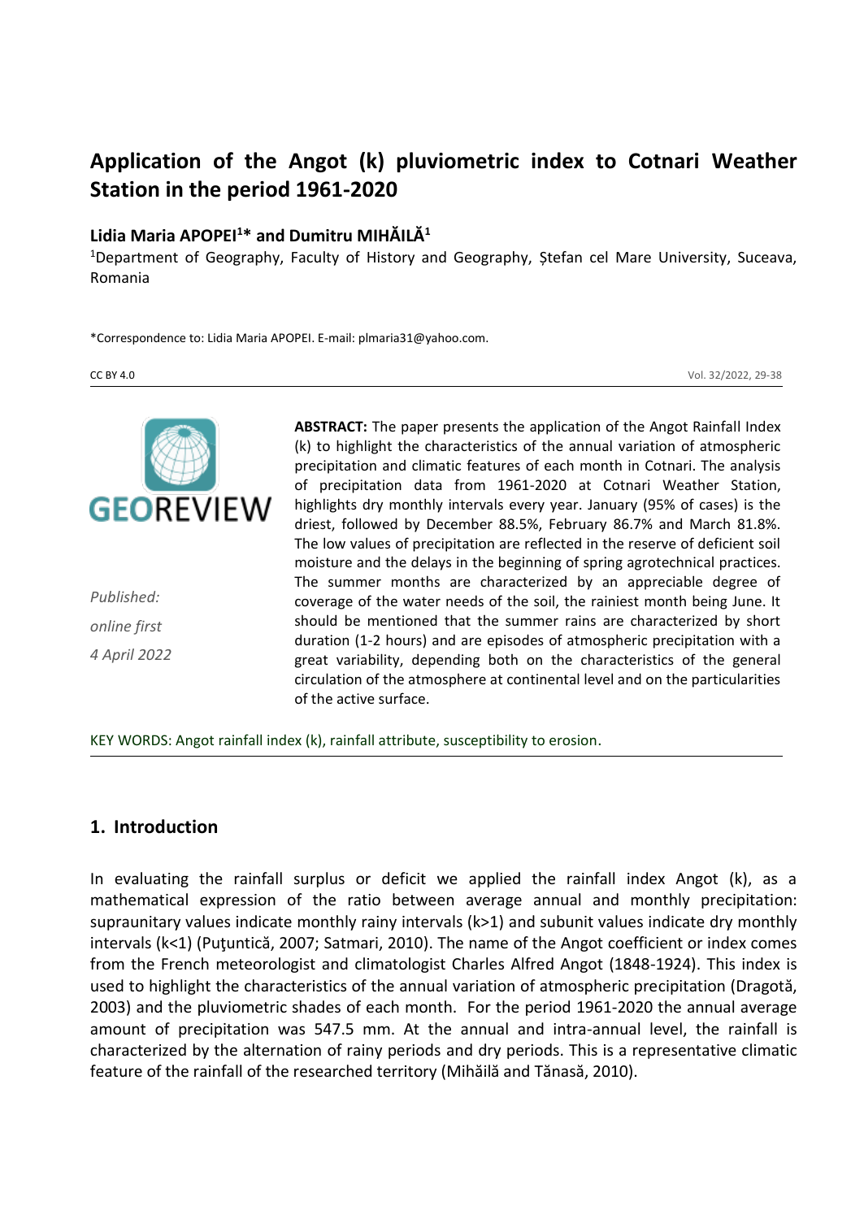# Application of the Angot (k) pluviometric index to Cotnari Weather Station in the period 1961-2020

**Lidia Maria APOPEI[1]* and Dumitru MIHĂILĂ[1]**

[1]Department of Geography, Faculty of History and Geography, Ștefan cel Mare University, Suceava, Romania

*Correspondence to: Lidia Maria APOPEI. E-mail: plmaria31@yahoo.com.

CC BY 4.0

*Published: online first 4 April 2022*

**ABSTRACT:** The paper presents the application of the Angot Rainfall Index (k) to highlight the characteristics of the annual variation of atmospheric precipitation and climatic features of each month in Cotnari. The analysis of precipitation data from 1961-2020 at Cotnari Weather Station, highlights dry monthly intervals every year. January (95% of cases) is the driest, followed by December 88.5%, February 86.7% and March 81.8%. The low values of precipitation are reflected in the reserve of deficient soil moisture and the delays in the beginning of spring agrotechnical practices. The summer months are characterized by an appreciable degree of coverage of the water needs of the soil, the rainiest month being June. It should be mentioned that the summer rains are characterized by short duration (1-2 hours) and are episodes of atmospheric precipitation with a great variability, depending both on the characteristics of the general circulation of the atmosphere at continental level and on the particularities of the active surface.

KEY WORDS: Angot rainfall index (k), rainfall attribute, susceptibility to erosion.

## 1. Introduction

In evaluating the rainfall surplus or deficit we applied the rainfall index Angot (k), as a mathematical expression of the ratio between average annual and monthly precipitation: supraunitary values indicate monthly rainy intervals ($k>1$) and subunit values indicate dry monthly intervals ($k<1$) (Puţuntică, 2007; Satmari, 2010). The name of the Angot coefficient or index comes from the French meteorologist and climatologist Charles Alfred Angot (1848-1924). This index is used to highlight the characteristics of the annual variation of atmospheric precipitation (Dragotă, 2003) and the pluviometric shades of each month. For the period 1961-2020 the annual average amount of precipitation was 547.5 mm. At the annual and intra-annual level, the rainfall is characterized by the alternation of rainy periods and dry periods. This is a representative climatic feature of the rainfall of the researched territory (Mihăilă and Tănasă, 2010).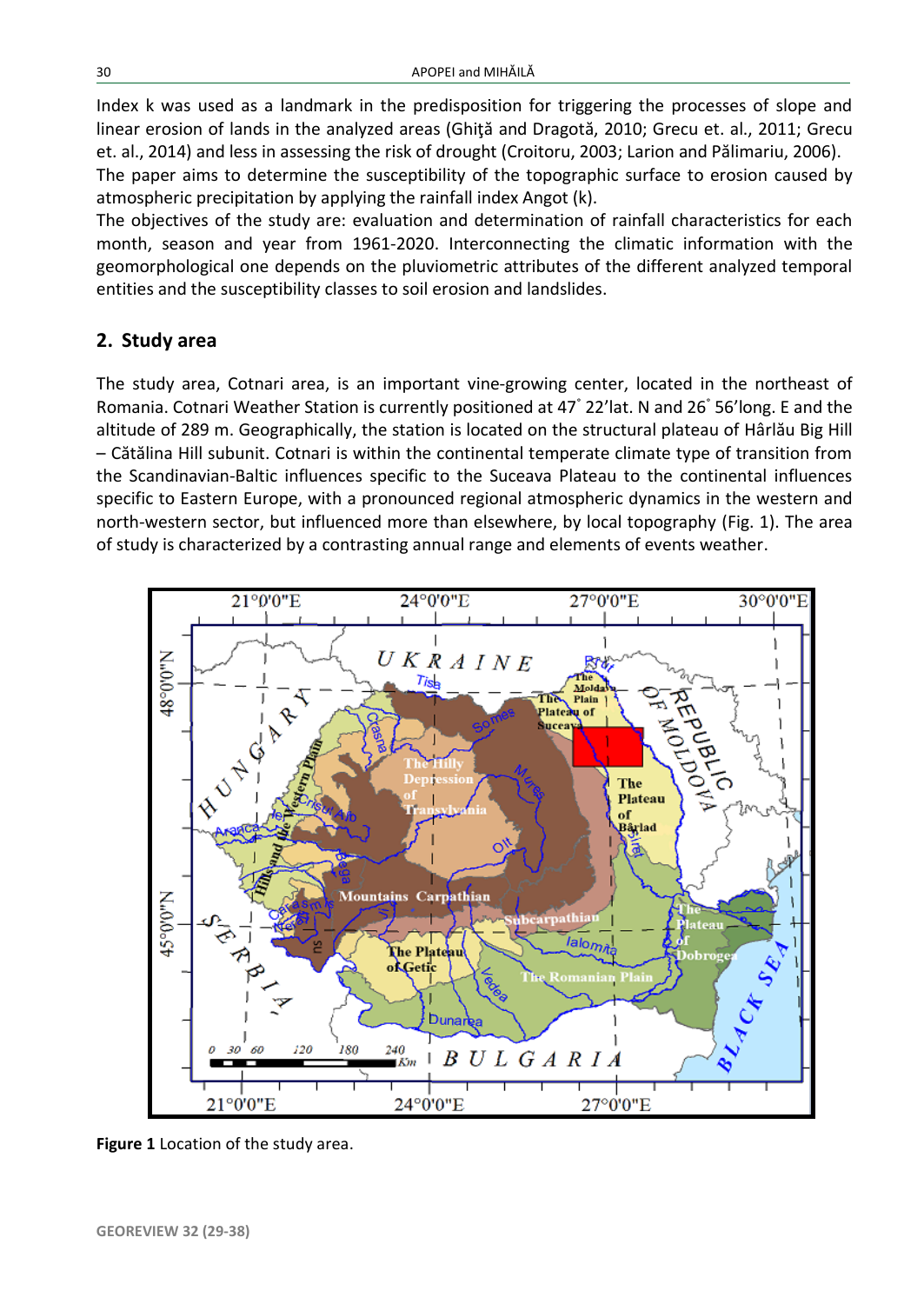Index k was used as a landmark in the predisposition for triggering the processes of slope and linear erosion of lands in the analyzed areas (Ghiţă and Dragotă, 2010; Grecu et. al., 2011; Grecu et. al., 2014) and less in assessing the risk of drought (Croitoru, 2003; Larion and Pălimariu, 2006). The paper aims to determine the susceptibility of the topographic surface to erosion caused by atmospheric precipitation by applying the rainfall index Angot (k).

The objectives of the study are: evaluation and determination of rainfall characteristics for each month, season and year from 1961-2020. Interconnecting the climatic information with the geomorphological one depends on the pluviometric attributes of the different analyzed temporal entities and the susceptibility classes to soil erosion and landslides.

## 2. Study area

The study area, Cotnari area, is an important vine-growing center, located in the northeast of Romania. Cotnari Weather Station is currently positioned at 47˚ 22'lat. N and 26˚ 56'long. E and the altitude of 289 m. Geographically, the station is located on the structural plateau of Hârlău Big Hill – Cătălina Hill subunit. Cotnari is within the continental temperate climate type of transition from the Scandinavian-Baltic influences specific to the Suceava Plateau to the continental influences specific to Eastern Europe, with a pronounced regional atmospheric dynamics in the western and north-western sector, but influenced more than elsewhere, by local topography (Fig. 1). The area of study is characterized by a contrasting annual range and elements of events weather.

**Figure 1** Location of the study area.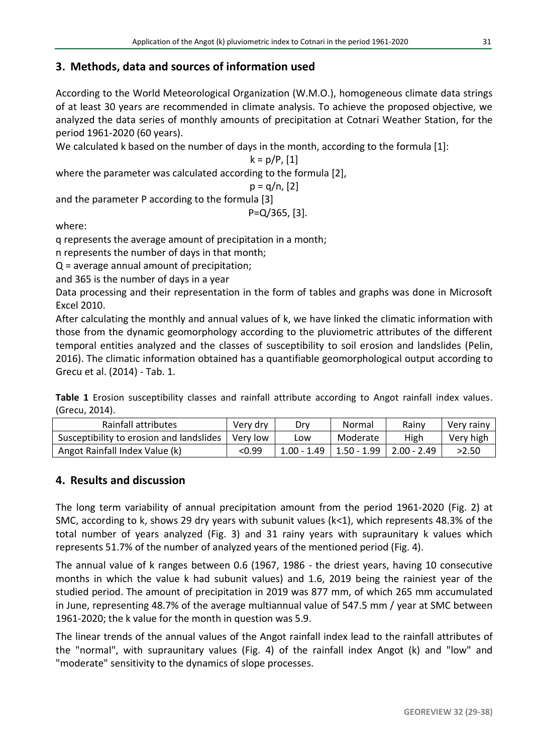## 3. Methods, data and sources of information used

According to the World Meteorological Organization (W.M.O.), homogeneous climate data strings of at least 30 years are recommended in climate analysis. To achieve the proposed objective, we analyzed the data series of monthly amounts of precipitation at Cotnari Weather Station, for the period 1961-2020 (60 years).

We calculated k based on the number of days in the month, according to the formula [1]:

$$k = p/P, [1]$$

where the parameter was calculated according to the formula [2],

$$p = q/n, [2]$$

and the parameter P according to the formula [3]

$$P=Q/365, [3].$$

where:

q represents the average amount of precipitation in a month;

n represents the number of days in that month;

Q = average annual amount of precipitation;

and 365 is the number of days in a year

Data processing and their representation in the form of tables and graphs was done in Microsoft Excel 2010.

After calculating the monthly and annual values of k, we have linked the climatic information with those from the dynamic geomorphology according to the pluviometric attributes of the different temporal entities analyzed and the classes of susceptibility to soil erosion and landslides (Pelin, 2016). The climatic information obtained has a quantifiable geomorphological output according to Grecu et al. (2014) - Tab. 1.

**Table 1** Erosion susceptibility classes and rainfall attribute according to Angot rainfall index values. (Grecu, 2014).

| Rainfall attributes | Very dry | Dry | Normal | Rainy | Very rainy |
|---|---|---|---|---|---|
| Susceptibility to erosion and landslides | Very low | Low | Moderate | High | Very high |
| Angot Rainfall Index Value (k) | <0.99 | 1.00 - 1.49 | 1.50 - 1.99 | 2.00 - 2.49 | >2.50 |

## 4. Results and discussion

The long term variability of annual precipitation amount from the period 1961-2020 (Fig. 2) at SMC, according to k, shows 29 dry years with subunit values (k<1), which represents 48.3% of the total number of years analyzed (Fig. 3) and 31 rainy years with supraunitary k values which represents 51.7% of the number of analyzed years of the mentioned period (Fig. 4).

The annual value of k ranges between 0.6 (1967, 1986 - the driest years, having 10 consecutive months in which the value k had subunit values) and 1.6, 2019 being the rainiest year of the studied period. The amount of precipitation in 2019 was 877 mm, of which 265 mm accumulated in June, representing 48.7% of the average multiannual value of 547.5 mm / year at SMC between 1961-2020; the k value for the month in question was 5.9.

The linear trends of the annual values of the Angot rainfall index lead to the rainfall attributes of the "normal", with supraunitary values (Fig. 4) of the rainfall index Angot (k) and "low" and "moderate" sensitivity to the dynamics of slope processes.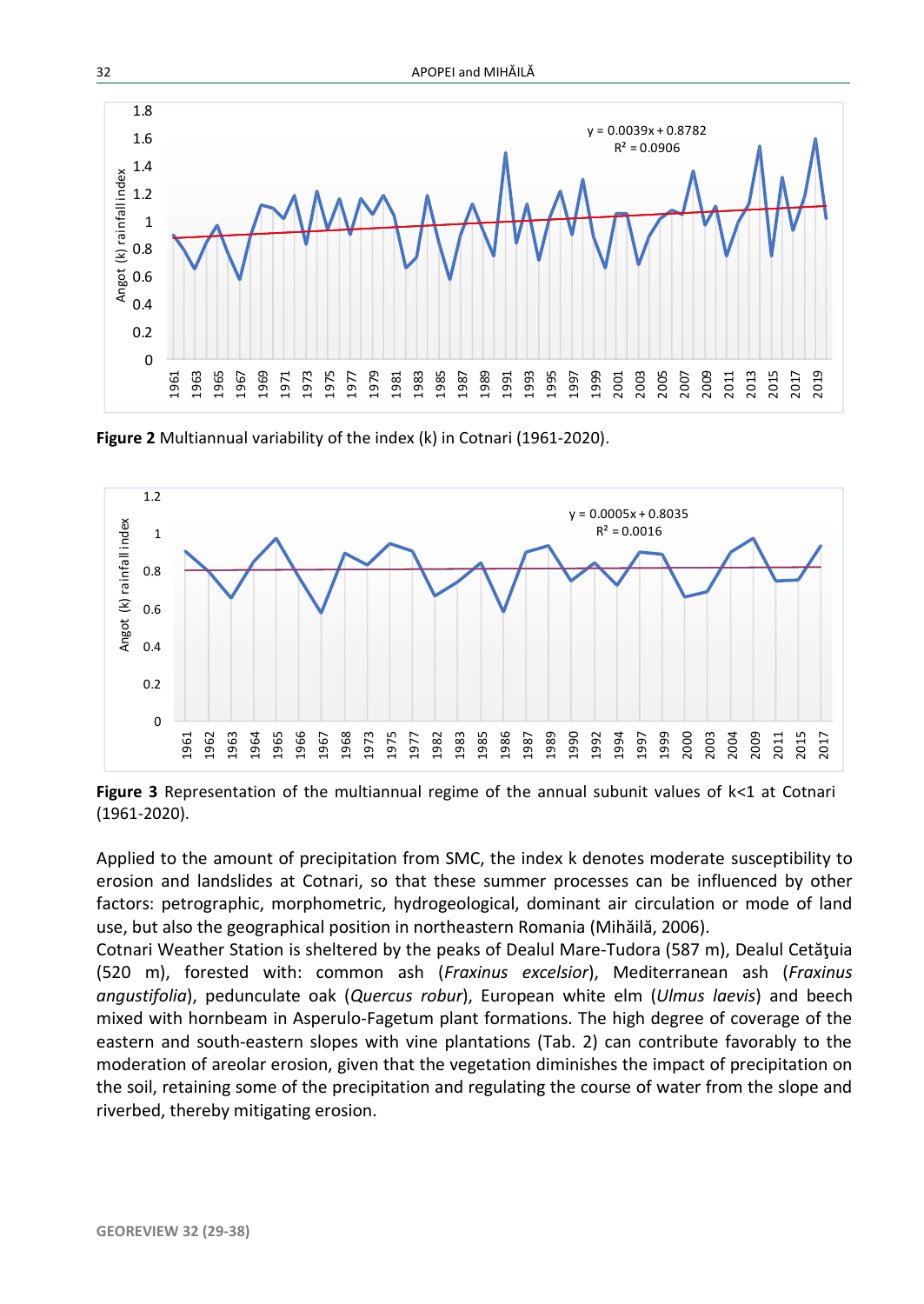**Figure 2** Multiannual variability of the index (k) in Cotnari (1961-2020).

**Figure 3** Representation of the multiannual regime of the annual subunit values of k<1 at Cotnari (1961-2020).

Applied to the amount of precipitation from SMC, the index k denotes moderate susceptibility to erosion and landslides at Cotnari, so that these summer processes can be influenced by other factors: petrographic, morphometric, hydrogeological, dominant air circulation or mode of land use, but also the geographical position in northeastern Romania (Mihăilă, 2006).

Cotnari Weather Station is sheltered by the peaks of Dealul Mare-Tudora (587 m), Dealul Cetăţuia (520 m), forested with: common ash (*Fraxinus excelsior*), Mediterranean ash (*Fraxinus angustifolia*), pedunculate oak (*Quercus robur*), European white elm (*Ulmus laevis*) and beech mixed with hornbeam in Asperulo-Fagetum plant formations. The high degree of coverage of the eastern and south-eastern slopes with vine plantations (Tab. 2) can contribute favorably to the moderation of areolar erosion, given that the vegetation diminishes the impact of precipitation on the soil, retaining some of the precipitation and regulating the course of water from the slope and riverbed, thereby mitigating erosion.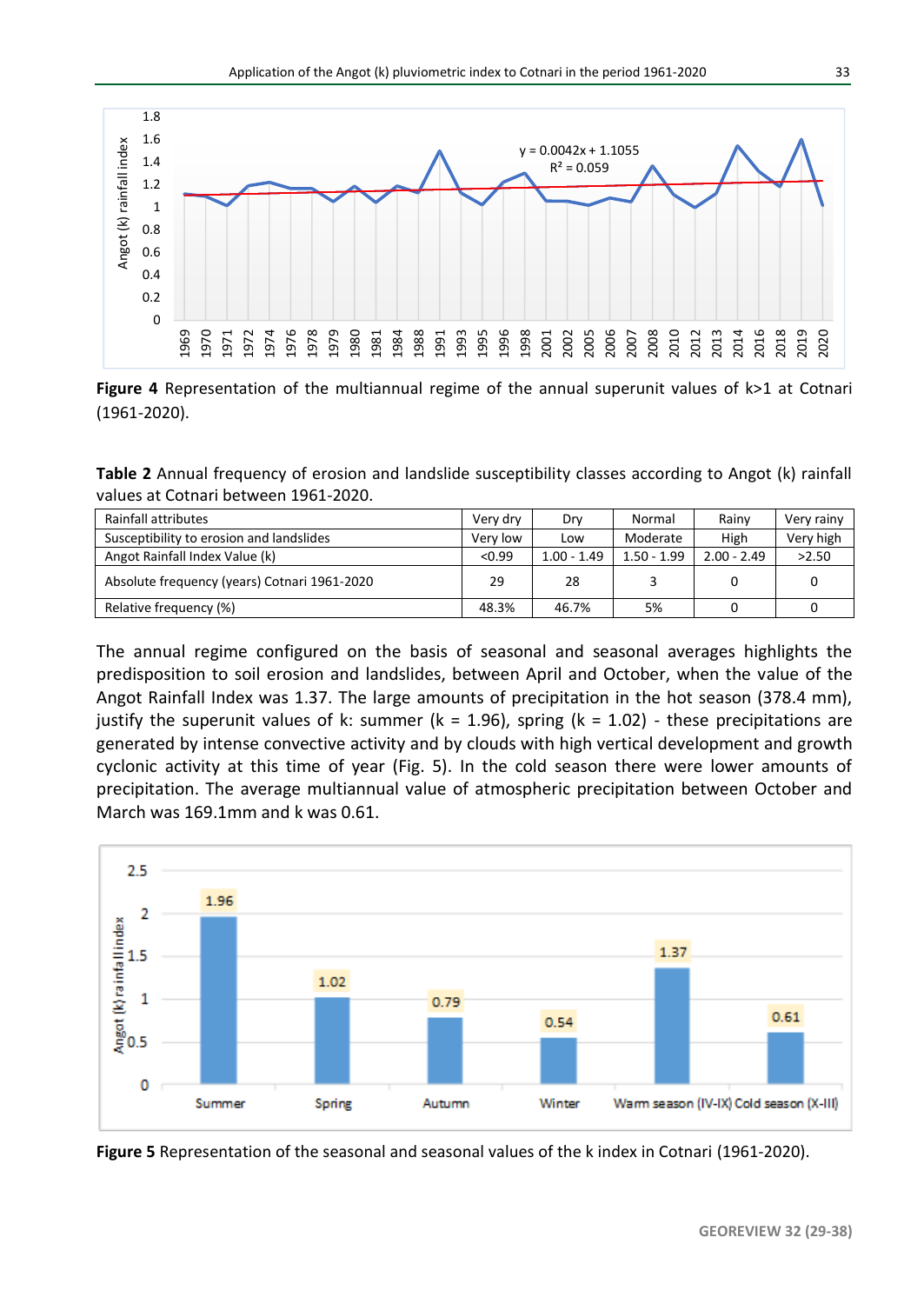**Figure 4** Representation of the multiannual regime of the annual superunit values of k>1 at Cotnari (1961-2020).

**Table 2** Annual frequency of erosion and landslide susceptibility classes according to Angot (k) rainfall values at Cotnari between 1961-2020.

| Rainfall attributes | Very dry | Dry | Normal | Rainy | Very rainy |
|---|---|---|---|---|---|
| Susceptibility to erosion and landslides | Very low | Low | Moderate | High | Very high |
| Angot Rainfall Index Value (k) | <0.99 | 1.00 - 1.49 | 1.50 - 1.99 | 2.00 - 2.49 | >2.50 |
| Absolute frequency (years) Cotnari 1961-2020 | 29 | 28 | 3 | 0 | 0 |
| Relative frequency (%) | 48.3% | 46.7% | 5% | 0 | 0 |

The annual regime configured on the basis of seasonal and seasonal averages highlights the predisposition to soil erosion and landslides, between April and October, when the value of the Angot Rainfall Index was 1.37. The large amounts of precipitation in the hot season (378.4 mm), justify the superunit values of k: summer (k = 1.96), spring (k = 1.02) - these precipitations are generated by intense convective activity and by clouds with high vertical development and growth cyclonic activity at this time of year (Fig. 5). In the cold season there were lower amounts of precipitation. The average multiannual value of atmospheric precipitation between October and March was 169.1mm and k was 0.61.

**Figure 5** Representation of the seasonal and seasonal values of the k index in Cotnari (1961-2020).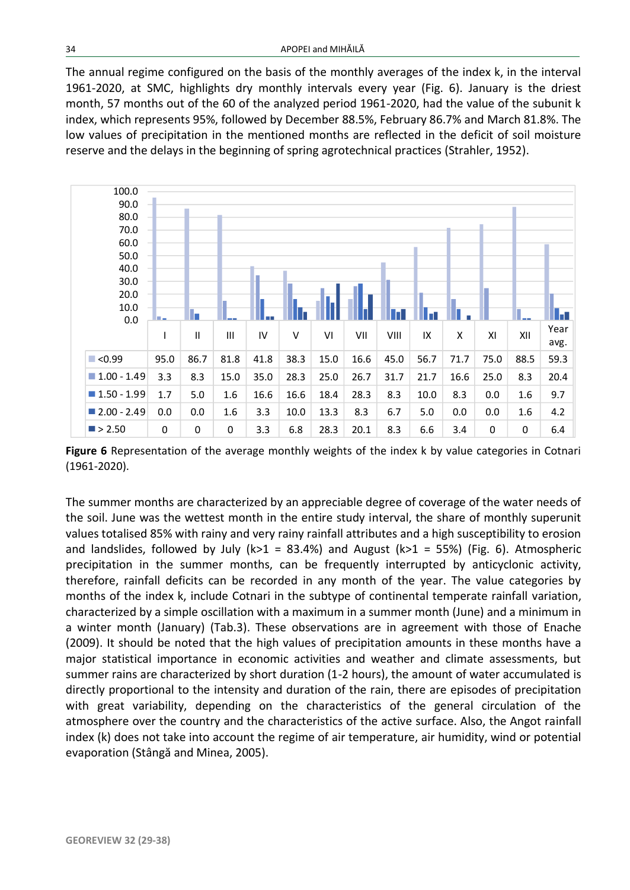The annual regime configured on the basis of the monthly averages of the index k, in the interval 1961-2020, at SMC, highlights dry monthly intervals every year (Fig. 6). January is the driest month, 57 months out of the 60 of the analyzed period 1961-2020, had the value of the subunit k index, which represents 95%, followed by December 88.5%, February 86.7% and March 81.8%. The low values of precipitation in the mentioned months are reflected in the deficit of soil moisture reserve and the delays in the beginning of spring agrotechnical practices (Strahler, 1952).

|  | I | II | III | IV | V | VI | VII | VIII | IX | X | XI | XII | Year avg. |
|---|---|---|---|---|---|---|---|---|---|---|---|---|---|
| <0.99 | 95.0 | 86.7 | 81.8 | 41.8 | 38.3 | 15.0 | 16.6 | 45.0 | 56.7 | 71.7 | 75.0 | 88.5 | 59.3 |
| 1.00 - 1.49 | 3.3 | 8.3 | 15.0 | 35.0 | 28.3 | 25.0 | 26.7 | 31.7 | 21.7 | 16.6 | 25.0 | 8.3 | 20.4 |
| 1.50 - 1.99 | 1.7 | 5.0 | 1.6 | 16.6 | 16.6 | 18.4 | 28.3 | 8.3 | 10.0 | 8.3 | 0.0 | 1.6 | 9.7 |
| 2.00 - 2.49 | 0.0 | 0.0 | 1.6 | 3.3 | 10.0 | 13.3 | 8.3 | 6.7 | 5.0 | 0.0 | 0.0 | 1.6 | 4.2 |
| > 2.50 | 0 | 0 | 0 | 3.3 | 6.8 | 28.3 | 20.1 | 8.3 | 6.6 | 3.4 | 0 | 0 | 6.4 |

**Figure 6** Representation of the average monthly weights of the index k by value categories in Cotnari (1961-2020).

The summer months are characterized by an appreciable degree of coverage of the water needs of the soil. June was the wettest month in the entire study interval, the share of monthly superunit values totalised 85% with rainy and very rainy rainfall attributes and a high susceptibility to erosion and landslides, followed by July ($k>1$ = 83.4%) and August ($k>1$ = 55%) (Fig. 6). Atmospheric precipitation in the summer months, can be frequently interrupted by anticyclonic activity, therefore, rainfall deficits can be recorded in any month of the year. The value categories by months of the index k, include Cotnari in the subtype of continental temperate rainfall variation, characterized by a simple oscillation with a maximum in a summer month (June) and a minimum in a winter month (January) (Tab.3). These observations are in agreement with those of Enache (2009). It should be noted that the high values of precipitation amounts in these months have a major statistical importance in economic activities and weather and climate assessments, but summer rains are characterized by short duration (1-2 hours), the amount of water accumulated is directly proportional to the intensity and duration of the rain, there are episodes of precipitation with great variability, depending on the characteristics of the general circulation of the atmosphere over the country and the characteristics of the active surface. Also, the Angot rainfall index (k) does not take into account the regime of air temperature, air humidity, wind or potential evaporation (Stângă and Minea, 2005).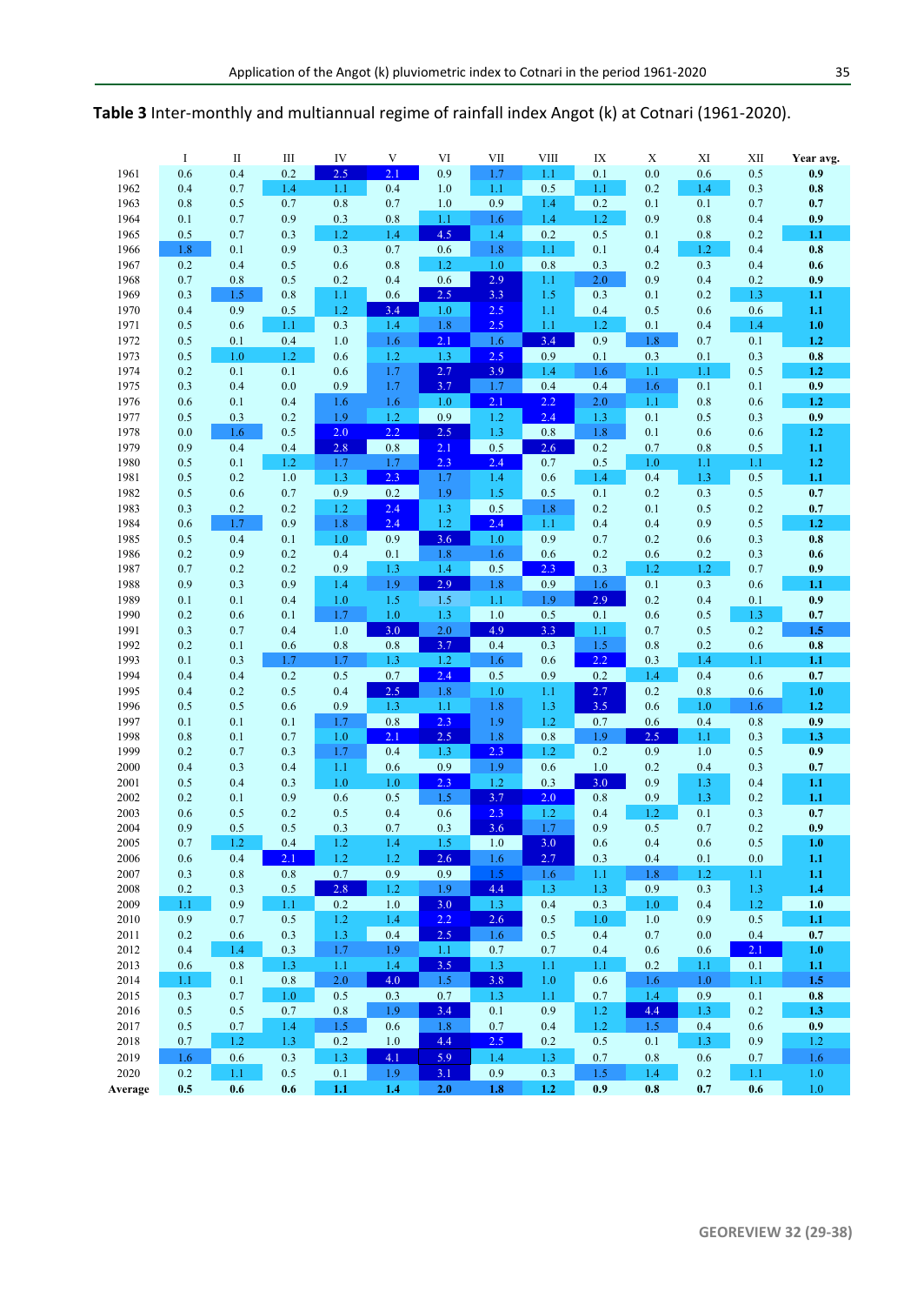**Table 3** Inter-monthly and multiannual regime of rainfall index Angot (k) at Cotnari (1961-2020).

| | I | II | III | IV | V | VI | VII | VIII | IX | X | XI | XII | Year avg. |
|---|---|---|---|---|---|---|---|---|---|---|---|---|---|
| 1961 | 0.6 | 0.4 | 0.2 | 2.5 | 2.1 | 0.9 | 1.7 | 1.1 | 0.1 | 0.0 | 0.6 | 0.5 | **0.9** |
| 1962 | 0.4 | 0.7 | 1.4 | 1.1 | 0.4 | 1.0 | 1.1 | 0.5 | 1.1 | 0.2 | 1.4 | 0.3 | **0.8** |
| 1963 | 0.8 | 0.5 | 0.7 | 0.8 | 0.7 | 1.0 | 0.9 | 1.4 | 0.2 | 0.1 | 0.1 | 0.7 | **0.7** |
| 1964 | 0.1 | 0.7 | 0.9 | 0.3 | 0.8 | 1.1 | 1.6 | 1.4 | 1.2 | 0.9 | 0.8 | 0.4 | **0.9** |
| 1965 | 0.5 | 0.7 | 0.3 | 1.2 | 1.4 | 4.5 | 1.4 | 0.2 | 0.5 | 0.1 | 0.8 | 0.2 | **1.1** |
| 1966 | 1.8 | 0.1 | 0.9 | 0.3 | 0.7 | 0.6 | 1.8 | 1.1 | 0.1 | 0.4 | 1.2 | 0.4 | **0.8** |
| 1967 | 0.2 | 0.4 | 0.5 | 0.6 | 0.8 | 1.2 | 1.0 | 0.8 | 0.3 | 0.2 | 0.3 | 0.4 | **0.6** |
| 1968 | 0.7 | 0.8 | 0.5 | 0.2 | 0.4 | 0.6 | 2.9 | 1.1 | 2.0 | 0.9 | 0.4 | 0.2 | **0.9** |
| 1969 | 0.3 | 1.5 | 0.8 | 1.1 | 0.6 | 2.5 | 3.3 | 1.5 | 0.3 | 0.1 | 0.2 | 1.3 | **1.1** |
| 1970 | 0.4 | 0.9 | 0.5 | 1.2 | 3.4 | 1.0 | 2.5 | 1.1 | 0.4 | 0.5 | 0.6 | 0.6 | **1.1** |
| 1971 | 0.5 | 0.6 | 1.1 | 0.3 | 1.4 | 1.8 | 2.5 | 1.1 | 1.2 | 0.1 | 0.4 | 1.4 | **1.0** |
| 1972 | 0.5 | 0.1 | 0.4 | 1.0 | 1.6 | 2.1 | 1.6 | 3.4 | 0.9 | 1.8 | 0.7 | 0.1 | **1.2** |
| 1973 | 0.5 | 1.0 | 1.2 | 0.6 | 1.2 | 1.3 | 2.5 | 0.9 | 0.1 | 0.3 | 0.1 | 0.3 | **0.8** |
| 1974 | 0.2 | 0.1 | 0.1 | 0.6 | 1.7 | 2.7 | 3.9 | 1.4 | 1.6 | 1.1 | 1.1 | 0.5 | **1.2** |
| 1975 | 0.3 | 0.4 | 0.0 | 0.9 | 1.7 | 3.7 | 1.7 | 0.4 | 0.4 | 1.6 | 0.1 | 0.1 | **0.9** |
| 1976 | 0.6 | 0.1 | 0.4 | 1.6 | 1.6 | 1.0 | 2.1 | 2.2 | 2.0 | 1.1 | 0.8 | 0.6 | **1.2** |
| 1977 | 0.5 | 0.3 | 0.2 | 1.9 | 1.2 | 0.9 | 1.2 | 2.4 | 1.3 | 0.1 | 0.5 | 0.3 | **0.9** |
| 1978 | 0.0 | 1.6 | 0.5 | 2.0 | 2.2 | 2.5 | 1.3 | 0.8 | 1.8 | 0.1 | 0.6 | 0.6 | **1.2** |
| 1979 | 0.9 | 0.4 | 0.4 | 2.8 | 0.8 | 2.1 | 0.5 | 2.6 | 0.2 | 0.7 | 0.8 | 0.5 | **1.1** |
| 1980 | 0.5 | 0.1 | 1.2 | 1.7 | 1.7 | 2.3 | 2.4 | 0.7 | 0.5 | 1.0 | 1.1 | 1.1 | **1.2** |
| 1981 | 0.5 | 0.2 | 1.0 | 1.3 | 2.3 | 1.7 | 1.4 | 0.6 | 1.4 | 0.4 | 1.3 | 0.5 | **1.1** |
| 1982 | 0.5 | 0.6 | 0.7 | 0.9 | 0.2 | 1.9 | 1.5 | 0.5 | 0.1 | 0.2 | 0.3 | 0.5 | **0.7** |
| 1983 | 0.3 | 0.2 | 0.2 | 1.2 | 2.4 | 1.3 | 0.5 | 1.8 | 0.2 | 0.1 | 0.5 | 0.2 | **0.7** |
| 1984 | 0.6 | 1.7 | 0.9 | 1.8 | 2.4 | 1.2 | 2.4 | 1.1 | 0.4 | 0.4 | 0.9 | 0.5 | **1.2** |
| 1985 | 0.5 | 0.4 | 0.1 | 1.0 | 0.9 | 3.6 | 1.0 | 0.9 | 0.7 | 0.2 | 0.6 | 0.3 | **0.8** |
| 1986 | 0.2 | 0.9 | 0.2 | 0.4 | 0.1 | 1.8 | 1.6 | 0.6 | 0.2 | 0.6 | 0.2 | 0.3 | **0.6** |
| 1987 | 0.7 | 0.2 | 0.2 | 0.9 | 1.3 | 1.4 | 0.5 | 2.3 | 0.3 | 1.2 | 1.2 | 0.7 | **0.9** |
| 1988 | 0.9 | 0.3 | 0.9 | 1.4 | 1.9 | 2.9 | 1.8 | 0.9 | 1.6 | 0.1 | 0.3 | 0.6 | **1.1** |
| 1989 | 0.1 | 0.1 | 0.4 | 1.0 | 1.5 | 1.5 | 1.1 | 1.9 | 2.9 | 0.2 | 0.4 | 0.1 | **0.9** |
| 1990 | 0.2 | 0.6 | 0.1 | 1.7 | 1.0 | 1.3 | 1.0 | 0.5 | 0.1 | 0.6 | 0.5 | 1.3 | **0.7** |
| 1991 | 0.3 | 0.7 | 0.4 | 1.0 | 3.0 | 2.0 | 4.9 | 3.3 | 1.1 | 0.7 | 0.5 | 0.2 | **1.5** |
| 1992 | 0.2 | 0.1 | 0.6 | 0.8 | 0.8 | 3.7 | 0.4 | 0.3 | 1.5 | 0.8 | 0.2 | 0.6 | **0.8** |
| 1993 | 0.1 | 0.3 | 1.7 | 1.7 | 1.3 | 1.2 | 1.6 | 0.6 | 2.2 | 0.3 | 1.4 | 1.1 | **1.1** |
| 1994 | 0.4 | 0.4 | 0.2 | 0.5 | 0.7 | 2.4 | 0.5 | 0.9 | 0.2 | 1.4 | 0.4 | 0.6 | **0.7** |
| 1995 | 0.4 | 0.2 | 0.5 | 0.4 | 2.5 | 1.8 | 1.0 | 1.1 | 2.7 | 0.2 | 0.8 | 0.6 | **1.0** |
| 1996 | 0.5 | 0.5 | 0.6 | 0.9 | 1.3 | 1.1 | 1.8 | 1.3 | 3.5 | 0.6 | 1.0 | 1.6 | **1.2** |
| 1997 | 0.1 | 0.1 | 0.1 | 1.7 | 0.8 | 2.3 | 1.9 | 1.2 | 0.7 | 0.6 | 0.4 | 0.8 | **0.9** |
| 1998 | 0.8 | 0.1 | 0.7 | 1.0 | 2.1 | 2.5 | 1.8 | 0.8 | 1.9 | 2.5 | 1.1 | 0.3 | **1.3** |
| 1999 | 0.2 | 0.7 | 0.3 | 1.7 | 0.4 | 1.3 | 2.3 | 1.2 | 0.2 | 0.9 | 1.0 | 0.5 | **0.9** |
| 2000 | 0.4 | 0.3 | 0.4 | 1.1 | 0.6 | 0.9 | 1.9 | 0.6 | 1.0 | 0.2 | 0.4 | 0.3 | **0.7** |
| 2001 | 0.5 | 0.4 | 0.3 | 1.0 | 1.0 | 2.3 | 1.2 | 0.3 | 3.0 | 0.9 | 1.3 | 0.4 | **1.1** |
| 2002 | 0.2 | 0.1 | 0.9 | 0.6 | 0.5 | 1.5 | 3.7 | 2.0 | 0.8 | 0.9 | 1.3 | 0.2 | **1.1** |
| 2003 | 0.6 | 0.5 | 0.2 | 0.5 | 0.4 | 0.6 | 2.3 | 1.2 | 0.4 | 1.2 | 0.1 | 0.3 | **0.7** |
| 2004 | 0.9 | 0.5 | 0.5 | 0.3 | 0.7 | 0.3 | 3.6 | 1.7 | 0.9 | 0.5 | 0.7 | 0.2 | **0.9** |
| 2005 | 0.7 | 1.2 | 0.4 | 1.2 | 1.4 | 1.5 | 1.0 | 3.0 | 0.6 | 0.4 | 0.6 | 0.5 | **1.0** |
| 2006 | 0.6 | 0.4 | 2.1 | 1.2 | 1.2 | 2.6 | 1.6 | 2.7 | 0.3 | 0.4 | 0.1 | 0.0 | **1.1** |
| 2007 | 0.3 | 0.8 | 0.8 | 0.7 | 0.9 | 0.9 | 1.5 | 1.6 | 1.1 | 1.8 | 1.2 | 1.1 | **1.1** |
| 2008 | 0.2 | 0.3 | 0.5 | 2.8 | 1.2 | 1.9 | 4.4 | 1.3 | 1.3 | 0.9 | 0.3 | 1.3 | **1.4** |
| 2009 | 1.1 | 0.9 | 1.1 | 0.2 | 1.0 | 3.0 | 1.3 | 0.4 | 0.3 | 1.0 | 0.4 | 1.2 | **1.0** |
| 2010 | 0.9 | 0.7 | 0.5 | 1.2 | 1.4 | 2.2 | 2.6 | 0.5 | 1.0 | 1.0 | 0.9 | 0.5 | **1.1** |
| 2011 | 0.2 | 0.6 | 0.3 | 1.3 | 0.4 | 2.5 | 1.6 | 0.5 | 0.4 | 0.7 | 0.0 | 0.4 | **0.7** |
| 2012 | 0.4 | 1.4 | 0.3 | 1.7 | 1.9 | 1.1 | 0.7 | 0.7 | 0.4 | 0.6 | 0.6 | 2.1 | **1.0** |
| 2013 | 0.6 | 0.8 | 1.3 | 1.1 | 1.4 | 3.5 | 1.3 | 1.1 | 1.1 | 0.2 | 1.1 | 0.1 | **1.1** |
| 2014 | 1.1 | 0.1 | 0.8 | 2.0 | 4.0 | 1.5 | 3.8 | 1.0 | 0.6 | 1.6 | 1.0 | 1.1 | **1.5** |
| 2015 | 0.3 | 0.7 | 1.0 | 0.5 | 0.3 | 0.7 | 1.3 | 1.1 | 0.7 | 1.4 | 0.9 | 0.1 | **0.8** |
| 2016 | 0.5 | 0.5 | 0.7 | 0.8 | 1.9 | 3.4 | 0.1 | 0.9 | 1.2 | 4.4 | 1.3 | 0.2 | **1.3** |
| 2017 | 0.5 | 0.7 | 1.4 | 1.5 | 0.6 | 1.8 | 0.7 | 0.4 | 1.2 | 1.5 | 0.4 | 0.6 | **0.9** |
| 2018 | 0.7 | 1.2 | 1.3 | 0.2 | 1.0 | 4.4 | 2.5 | 0.2 | 0.5 | 0.1 | 1.3 | 0.9 | 1.2 |
| 2019 | 1.6 | 0.6 | 0.3 | 1.3 | 4.1 | 5.9 | 1.4 | 1.3 | 0.7 | 0.8 | 0.6 | 0.7 | 1.6 |
| 2020 | 0.2 | 1.1 | 0.5 | 0.1 | 1.9 | 3.1 | 0.9 | 0.3 | 1.5 | 1.4 | 0.2 | 1.1 | 1.0 |
| **Average** | **0.5** | **0.6** | **0.6** | **1.1** | **1.4** | **2.0** | **1.8** | **1.2** | **0.9** | **0.8** | **0.7** | **0.6** | 1.0 |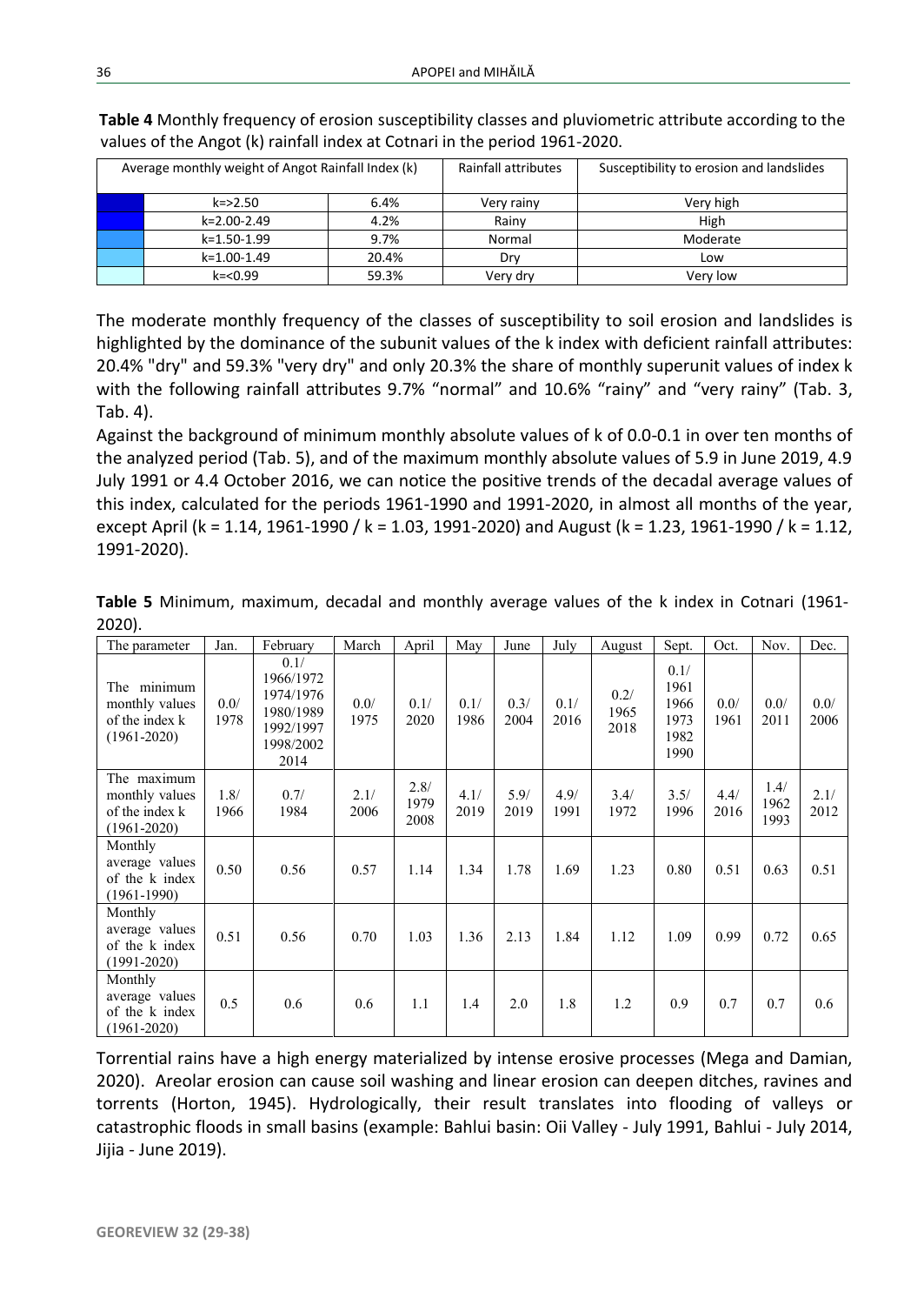**Table 4** Monthly frequency of erosion susceptibility classes and pluviometric attribute according to the values of the Angot (k) rainfall index at Cotnari in the period 1961-2020.

| Average monthly weight of Angot Rainfall Index (k) | | | Rainfall attributes | Susceptibility to erosion and landslides |
|---|---|---|---|---|
| | k=>2.50 | 6.4% | Very rainy | Very high |
| | k=2.00-2.49 | 4.2% | Rainy | High |
| | k=1.50-1.99 | 9.7% | Normal | Moderate |
| | k=1.00-1.49 | 20.4% | Dry | Low |
| | k=<0.99 | 59.3% | Very dry | Very low |

The moderate monthly frequency of the classes of susceptibility to soil erosion and landslides is highlighted by the dominance of the subunit values of the k index with deficient rainfall attributes: 20.4% "dry" and 59.3% "very dry" and only 20.3% the share of monthly superunit values of index k with the following rainfall attributes 9.7% "normal" and 10.6% "rainy" and "very rainy" (Tab. 3, Tab. 4).

Against the background of minimum monthly absolute values of k of 0.0-0.1 in over ten months of the analyzed period (Tab. 5), and of the maximum monthly absolute values of 5.9 in June 2019, 4.9 July 1991 or 4.4 October 2016, we can notice the positive trends of the decadal average values of this index, calculated for the periods 1961-1990 and 1991-2020, in almost all months of the year, except April (k = 1.14, 1961-1990 / k = 1.03, 1991-2020) and August (k = 1.23, 1961-1990 / k = 1.12, 1991-2020).

**Table 5** Minimum, maximum, decadal and monthly average values of the k index in Cotnari (1961-2020).

| The parameter | Jan. | February | March | April | May | June | July | August | Sept. | Oct. | Nov. | Dec. |
|---|---|---|---|---|---|---|---|---|---|---|---|---|
| The minimum monthly values of the index k (1961-2020) | 0.0/ 1978 | 0.1/ 1966/1972 1974/1976 1980/1989 1992/1997 1998/2002 2014 | 0.0/ 1975 | 0.1/ 2020 | 0.1/ 1986 | 0.3/ 2004 | 0.1/ 2016 | 0.2/ 1965 2018 | 0.1/ 1961 1966 1973 1982 1990 | 0.0/ 1961 | 0.0/ 2011 | 0.0/ 2006 |
| The maximum monthly values of the index k (1961-2020) | 1.8/ 1966 | 0.7/ 1984 | 2.1/ 2006 | 2.8/ 1979 2008 | 4.1/ 2019 | 5.9/ 2019 | 4.9/ 1991 | 3.4/ 1972 | 3.5/ 1996 | 4.4/ 2016 | 1.4/ 1962 1993 | 2.1/ 2012 |
| Monthly average values of the k index (1961-1990) | 0.50 | 0.56 | 0.57 | 1.14 | 1.34 | 1.78 | 1.69 | 1.23 | 0.80 | 0.51 | 0.63 | 0.51 |
| Monthly average values of the k index (1991-2020) | 0.51 | 0.56 | 0.70 | 1.03 | 1.36 | 2.13 | 1.84 | 1.12 | 1.09 | 0.99 | 0.72 | 0.65 |
| Monthly average values of the k index (1961-2020) | 0.5 | 0.6 | 0.6 | 1.1 | 1.4 | 2.0 | 1.8 | 1.2 | 0.9 | 0.7 | 0.7 | 0.6 |

Torrential rains have a high energy materialized by intense erosive processes (Mega and Damian, 2020). Areolar erosion can cause soil washing and linear erosion can deepen ditches, ravines and torrents (Horton, 1945). Hydrologically, their result translates into flooding of valleys or catastrophic floods in small basins (example: Bahlui basin: Oii Valley - July 1991, Bahlui - July 2014, Jijia - June 2019).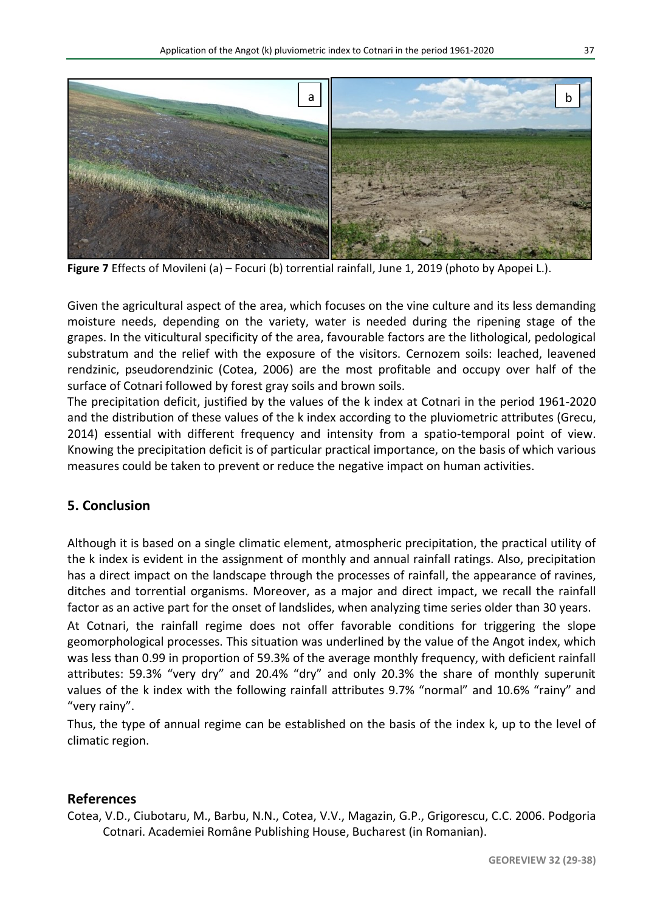**Figure 7** Effects of Movileni (a) – Focuri (b) torrential rainfall, June 1, 2019 (photo by Apopei L.).

Given the agricultural aspect of the area, which focuses on the vine culture and its less demanding moisture needs, depending on the variety, water is needed during the ripening stage of the grapes. In the viticultural specificity of the area, favourable factors are the lithological, pedological substratum and the relief with the exposure of the visitors. Cernozem soils: leached, leavened rendzinic, pseudorendzinic (Cotea, 2006) are the most profitable and occupy over half of the surface of Cotnari followed by forest gray soils and brown soils.

The precipitation deficit, justified by the values of the k index at Cotnari in the period 1961-2020 and the distribution of these values of the k index according to the pluviometric attributes (Grecu, 2014) essential with different frequency and intensity from a spatio-temporal point of view. Knowing the precipitation deficit is of particular practical importance, on the basis of which various measures could be taken to prevent or reduce the negative impact on human activities.

## 5. Conclusion

Although it is based on a single climatic element, atmospheric precipitation, the practical utility of the k index is evident in the assignment of monthly and annual rainfall ratings. Also, precipitation has a direct impact on the landscape through the processes of rainfall, the appearance of ravines, ditches and torrential organisms. Moreover, as a major and direct impact, we recall the rainfall factor as an active part for the onset of landslides, when analyzing time series older than 30 years.

At Cotnari, the rainfall regime does not offer favorable conditions for triggering the slope geomorphological processes. This situation was underlined by the value of the Angot index, which was less than 0.99 in proportion of 59.3% of the average monthly frequency, with deficient rainfall attributes: 59.3% "very dry" and 20.4% "dry" and only 20.3% the share of monthly superunit values of the k index with the following rainfall attributes 9.7% "normal" and 10.6% "rainy" and "very rainy".

Thus, the type of annual regime can be established on the basis of the index k, up to the level of climatic region.

## References

Cotea, V.D., Ciubotaru, M., Barbu, N.N., Cotea, V.V., Magazin, G.P., Grigorescu, C.C. 2006. Podgoria Cotnari. Academiei Române Publishing House, Bucharest (in Romanian).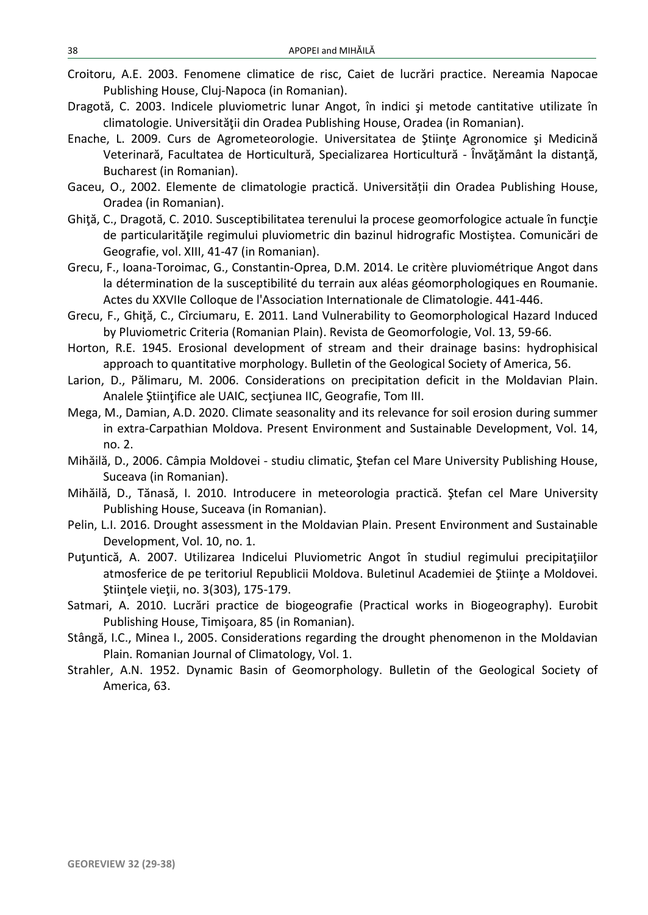Croitoru, A.E. 2003. Fenomene climatice de risc, Caiet de lucrări practice. Nereamia Napocae Publishing House, Cluj-Napoca (in Romanian).

Dragotă, C. 2003. Indicele pluviometric lunar Angot, în indici şi metode cantitative utilizate în climatologie. Universităţii din Oradea Publishing House, Oradea (in Romanian).

Enache, L. 2009. Curs de Agrometeorologie. Universitatea de Ştiinţe Agronomice şi Medicină Veterinară, Facultatea de Horticultură, Specializarea Horticultură - Învăţământ la distanţă, Bucharest (in Romanian).

Gaceu, O., 2002. Elemente de climatologie practică. Universității din Oradea Publishing House, Oradea (in Romanian).

Ghiţă, C., Dragotă, C. 2010. Susceptibilitatea terenului la procese geomorfologice actuale în funcţie de particularităţile regimului pluviometric din bazinul hidrografic Mostiştea. Comunicări de Geografie, vol. XIII, 41-47 (in Romanian).

Grecu, F., Ioana-Toroimac, G., Constantin-Oprea, D.M. 2014. Le critère pluviométrique Angot dans la détermination de la susceptibilité du terrain aux aléas géomorphologiques en Roumanie. Actes du XXVIIe Colloque de l'Association Internationale de Climatologie. 441-446.

Grecu, F., Ghiţă, C., Cîrciumaru, E. 2011. Land Vulnerability to Geomorphological Hazard Induced by Pluviometric Criteria (Romanian Plain). Revista de Geomorfologie, Vol. 13, 59-66.

Horton, R.E. 1945. Erosional development of stream and their drainage basins: hydrophisical approach to quantitative morphology. Bulletin of the Geological Society of America, 56.

Larion, D., Pălimaru, M. 2006. Considerations on precipitation deficit in the Moldavian Plain. Analele Ştiinţifice ale UAIC, secţiunea IIC, Geografie, Tom III.

Mega, M., Damian, A.D. 2020. Climate seasonality and its relevance for soil erosion during summer in extra-Carpathian Moldova. Present Environment and Sustainable Development, Vol. 14, no. 2.

Mihăilă, D., 2006. Câmpia Moldovei - studiu climatic, Ştefan cel Mare University Publishing House, Suceava (in Romanian).

Mihăilă, D., Tănasă, I. 2010. Introducere in meteorologia practică. Ştefan cel Mare University Publishing House, Suceava (in Romanian).

Pelin, L.I. 2016. Drought assessment in the Moldavian Plain. Present Environment and Sustainable Development, Vol. 10, no. 1.

Puţuntică, A. 2007. Utilizarea Indicelui Pluviometric Angot în studiul regimului precipitaţiilor atmosferice de pe teritoriul Republicii Moldova. Buletinul Academiei de Ştiinţe a Moldovei. Ştiinţele vieţii, no. 3(303), 175-179.

Satmari, A. 2010. Lucrări practice de biogeografie (Practical works in Biogeography). Eurobit Publishing House, Timişoara, 85 (in Romanian).

Stângă, I.C., Minea I., 2005. Considerations regarding the drought phenomenon in the Moldavian Plain. Romanian Journal of Climatology, Vol. 1.

Strahler, A.N. 1952. Dynamic Basin of Geomorphology. Bulletin of the Geological Society of America, 63.